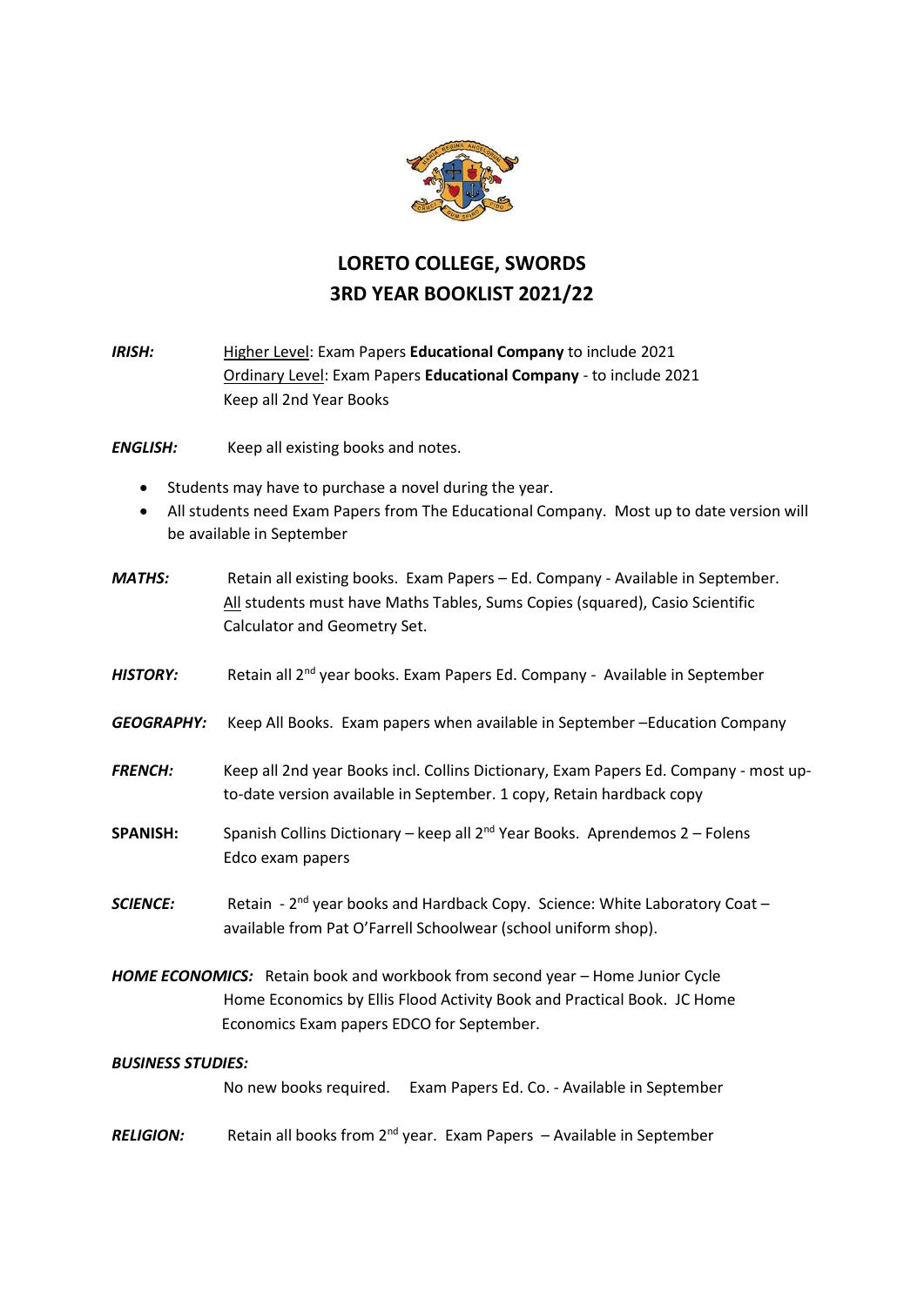# LORETO COLLEGE, SWORDS
# 3RD YEAR BOOKLIST 2021/22

***IRISH:*** Higher Level: Exam Papers **Educational Company** to include 2021
Ordinary Level: Exam Papers **Educational Company** - to include 2021
Keep all 2nd Year Books

***ENGLISH:*** Keep all existing books and notes.

- Students may have to purchase a novel during the year.
- All students need Exam Papers from The Educational Company. Most up to date version will be available in September

***MATHS:*** Retain all existing books. Exam Papers – Ed. Company - Available in September. All students must have Maths Tables, Sums Copies (squared), Casio Scientific Calculator and Geometry Set.

***HISTORY:*** Retain all 2nd year books. Exam Papers Ed. Company - Available in September

***GEOGRAPHY:*** Keep All Books. Exam papers when available in September –Education Company

***FRENCH:*** Keep all 2nd year Books incl. Collins Dictionary, Exam Papers Ed. Company - most up-to-date version available in September. 1 copy, Retain hardback copy

**SPANISH:** Spanish Collins Dictionary – keep all 2nd Year Books. Aprendemos 2 – Folens
Edco exam papers

***SCIENCE:*** Retain - 2nd year books and Hardback Copy. Science: White Laboratory Coat – available from Pat O'Farrell Schoolwear (school uniform shop).

***HOME ECONOMICS:*** Retain book and workbook from second year – Home Junior Cycle Home Economics by Ellis Flood Activity Book and Practical Book. JC Home Economics Exam papers EDCO for September.

***BUSINESS STUDIES:***
No new books required. Exam Papers Ed. Co. - Available in September

***RELIGION:*** Retain all books from 2nd year. Exam Papers – Available in September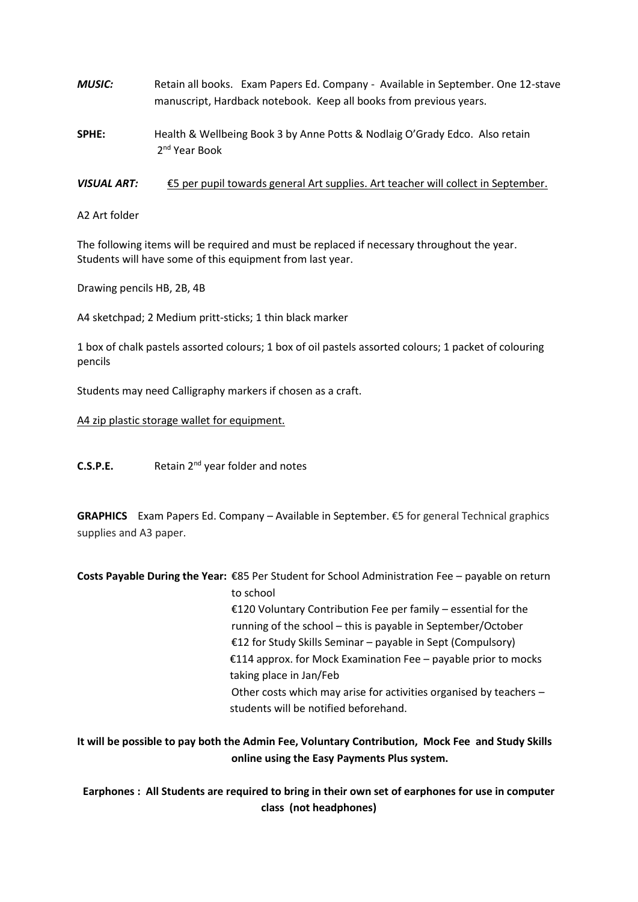***MUSIC:*** Retain all books. Exam Papers Ed. Company - Available in September. One 12-stave manuscript, Hardback notebook. Keep all books from previous years.

**SPHE:** Health & Wellbeing Book 3 by Anne Potts & Nodlaig O'Grady Edco. Also retain 2nd Year Book

***VISUAL ART:*** <u>€5 per pupil towards general Art supplies. Art teacher will collect in September.</u>

A2 Art folder

The following items will be required and must be replaced if necessary throughout the year. Students will have some of this equipment from last year.

Drawing pencils HB, 2B, 4B

A4 sketchpad; 2 Medium pritt-sticks; 1 thin black marker

1 box of chalk pastels assorted colours; 1 box of oil pastels assorted colours; 1 packet of colouring pencils

Students may need Calligraphy markers if chosen as a craft.

<u>A4 zip plastic storage wallet for equipment.</u>

**C.S.P.E.** Retain 2nd year folder and notes

**GRAPHICS** Exam Papers Ed. Company – Available in September. €5 for general Technical graphics supplies and A3 paper.

**Costs Payable During the Year:** €85 Per Student for School Administration Fee – payable on return to school

€120 Voluntary Contribution Fee per family – essential for the running of the school – this is payable in September/October

€12 for Study Skills Seminar – payable in Sept (Compulsory)

€114 approx. for Mock Examination Fee – payable prior to mocks taking place in Jan/Feb

Other costs which may arise for activities organised by teachers – students will be notified beforehand.

**It will be possible to pay both the Admin Fee, Voluntary Contribution, Mock Fee and Study Skills online using the Easy Payments Plus system.**

**Earphones : All Students are required to bring in their own set of earphones for use in computer class (not headphones)**